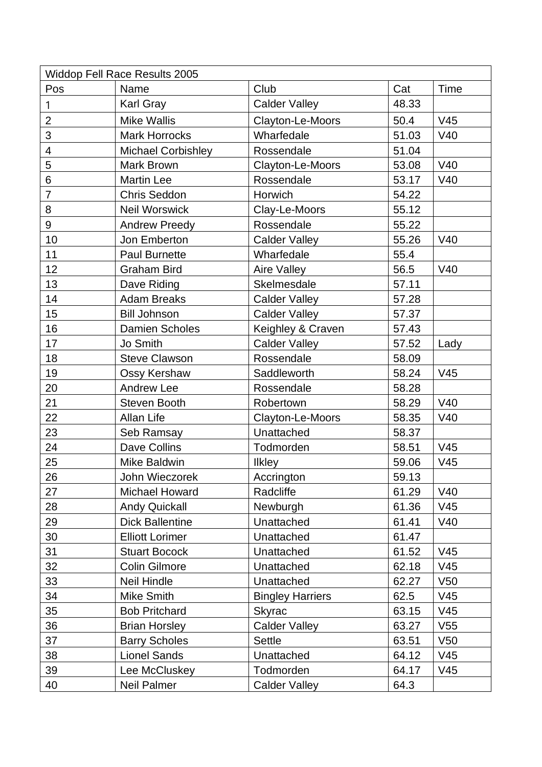| Widdop Fell Race Results 2005 | | | | |
|---|---|---|---|---|
| Pos | Name | Club | Cat | Time |
| 1 | Karl Gray | Calder Valley | 48.33 | |
| 2 | Mike Wallis | Clayton-Le-Moors | 50.4 | V45 |
| 3 | Mark Horrocks | Wharfedale | 51.03 | V40 |
| 4 | Michael Corbishley | Rossendale | 51.04 | |
| 5 | Mark Brown | Clayton-Le-Moors | 53.08 | V40 |
| 6 | Martin Lee | Rossendale | 53.17 | V40 |
| 7 | Chris Seddon | Horwich | 54.22 | |
| 8 | Neil Worswick | Clay-Le-Moors | 55.12 | |
| 9 | Andrew Preedy | Rossendale | 55.22 | |
| 10 | Jon Emberton | Calder Valley | 55.26 | V40 |
| 11 | Paul Burnette | Wharfedale | 55.4 | |
| 12 | Graham Bird | Aire Valley | 56.5 | V40 |
| 13 | Dave Riding | Skelmesdale | 57.11 | |
| 14 | Adam Breaks | Calder Valley | 57.28 | |
| 15 | Bill Johnson | Calder Valley | 57.37 | |
| 16 | Damien Scholes | Keighley & Craven | 57.43 | |
| 17 | Jo Smith | Calder Valley | 57.52 | Lady |
| 18 | Steve Clawson | Rossendale | 58.09 | |
| 19 | Ossy Kershaw | Saddleworth | 58.24 | V45 |
| 20 | Andrew Lee | Rossendale | 58.28 | |
| 21 | Steven Booth | Robertown | 58.29 | V40 |
| 22 | Allan Life | Clayton-Le-Moors | 58.35 | V40 |
| 23 | Seb Ramsay | Unattached | 58.37 | |
| 24 | Dave Collins | Todmorden | 58.51 | V45 |
| 25 | Mike Baldwin | Ilkley | 59.06 | V45 |
| 26 | John Wieczorek | Accrington | 59.13 | |
| 27 | Michael Howard | Radcliffe | 61.29 | V40 |
| 28 | Andy Quickall | Newburgh | 61.36 | V45 |
| 29 | Dick Ballentine | Unattached | 61.41 | V40 |
| 30 | Elliott Lorimer | Unattached | 61.47 | |
| 31 | Stuart Bocock | Unattached | 61.52 | V45 |
| 32 | Colin Gilmore | Unattached | 62.18 | V45 |
| 33 | Neil Hindle | Unattached | 62.27 | V50 |
| 34 | Mike Smith | Bingley Harriers | 62.5 | V45 |
| 35 | Bob Pritchard | Skyrac | 63.15 | V45 |
| 36 | Brian Horsley | Calder Valley | 63.27 | V55 |
| 37 | Barry Scholes | Settle | 63.51 | V50 |
| 38 | Lionel Sands | Unattached | 64.12 | V45 |
| 39 | Lee McCluskey | Todmorden | 64.17 | V45 |
| 40 | Neil Palmer | Calder Valley | 64.3 | |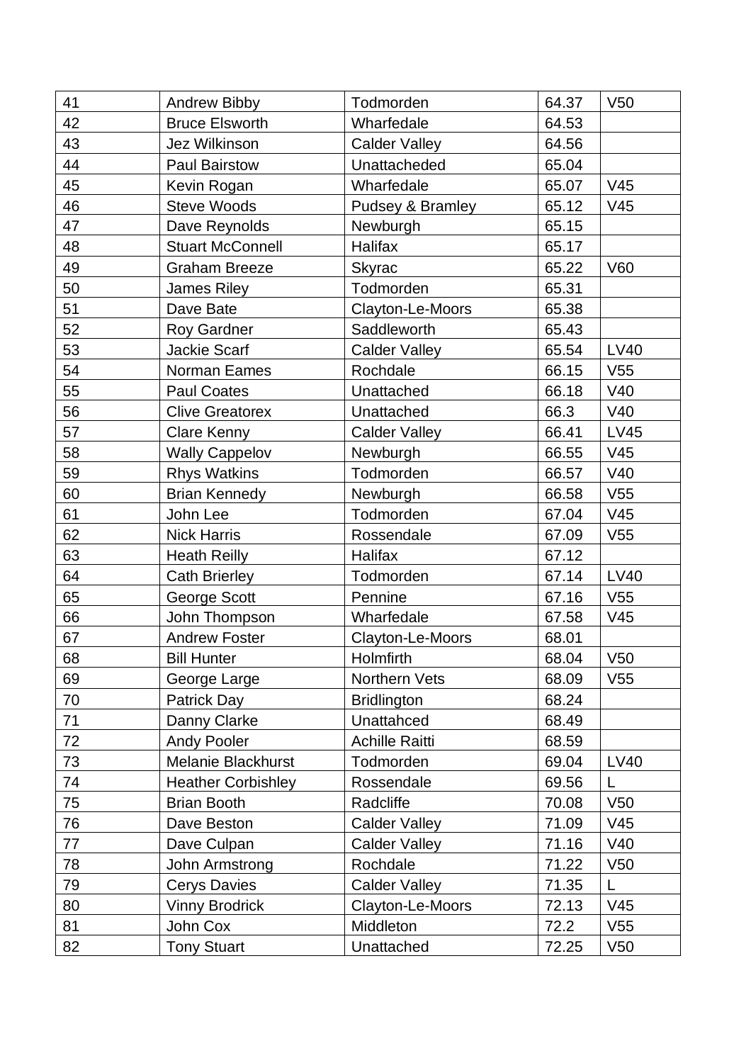| 41 | Andrew Bibby | Todmorden | 64.37 | V50 |
|---|---|---|---|---|
| 42 | Bruce Elsworth | Wharfedale | 64.53 | |
| 43 | Jez Wilkinson | Calder Valley | 64.56 | |
| 44 | Paul Bairstow | Unattacheded | 65.04 | |
| 45 | Kevin Rogan | Wharfedale | 65.07 | V45 |
| 46 | Steve Woods | Pudsey & Bramley | 65.12 | V45 |
| 47 | Dave Reynolds | Newburgh | 65.15 | |
| 48 | Stuart McConnell | Halifax | 65.17 | |
| 49 | Graham Breeze | Skyrac | 65.22 | V60 |
| 50 | James Riley | Todmorden | 65.31 | |
| 51 | Dave Bate | Clayton-Le-Moors | 65.38 | |
| 52 | Roy Gardner | Saddleworth | 65.43 | |
| 53 | Jackie Scarf | Calder Valley | 65.54 | LV40 |
| 54 | Norman Eames | Rochdale | 66.15 | V55 |
| 55 | Paul Coates | Unattached | 66.18 | V40 |
| 56 | Clive Greatorex | Unattached | 66.3 | V40 |
| 57 | Clare Kenny | Calder Valley | 66.41 | LV45 |
| 58 | Wally Cappelov | Newburgh | 66.55 | V45 |
| 59 | Rhys Watkins | Todmorden | 66.57 | V40 |
| 60 | Brian Kennedy | Newburgh | 66.58 | V55 |
| 61 | John Lee | Todmorden | 67.04 | V45 |
| 62 | Nick Harris | Rossendale | 67.09 | V55 |
| 63 | Heath Reilly | Halifax | 67.12 | |
| 64 | Cath Brierley | Todmorden | 67.14 | LV40 |
| 65 | George Scott | Pennine | 67.16 | V55 |
| 66 | John Thompson | Wharfedale | 67.58 | V45 |
| 67 | Andrew Foster | Clayton-Le-Moors | 68.01 | |
| 68 | Bill Hunter | Holmfirth | 68.04 | V50 |
| 69 | George Large | Northern Vets | 68.09 | V55 |
| 70 | Patrick Day | Bridlington | 68.24 | |
| 71 | Danny Clarke | Unattahced | 68.49 | |
| 72 | Andy Pooler | Achille Raitti | 68.59 | |
| 73 | Melanie Blackhurst | Todmorden | 69.04 | LV40 |
| 74 | Heather Corbishley | Rossendale | 69.56 | L |
| 75 | Brian Booth | Radcliffe | 70.08 | V50 |
| 76 | Dave Beston | Calder Valley | 71.09 | V45 |
| 77 | Dave Culpan | Calder Valley | 71.16 | V40 |
| 78 | John Armstrong | Rochdale | 71.22 | V50 |
| 79 | Cerys Davies | Calder Valley | 71.35 | L |
| 80 | Vinny Brodrick | Clayton-Le-Moors | 72.13 | V45 |
| 81 | John Cox | Middleton | 72.2 | V55 |
| 82 | Tony Stuart | Unattached | 72.25 | V50 |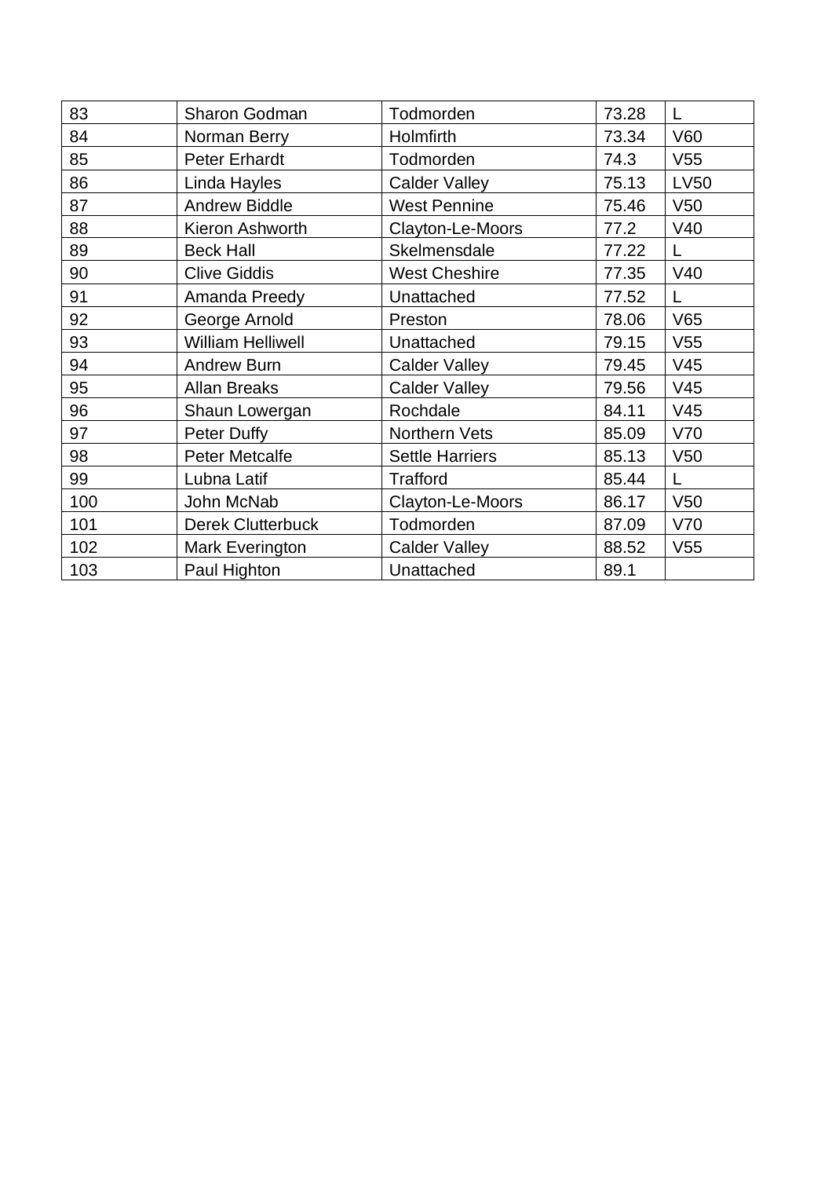| | | | | |
|---|---|---|---|---|
| 83 | Sharon Godman | Todmorden | 73.28 | L |
| 84 | Norman Berry | Holmfirth | 73.34 | V60 |
| 85 | Peter Erhardt | Todmorden | 74.3 | V55 |
| 86 | Linda Hayles | Calder Valley | 75.13 | LV50 |
| 87 | Andrew Biddle | West Pennine | 75.46 | V50 |
| 88 | Kieron Ashworth | Clayton-Le-Moors | 77.2 | V40 |
| 89 | Beck Hall | Skelmensdale | 77.22 | L |
| 90 | Clive Giddis | West Cheshire | 77.35 | V40 |
| 91 | Amanda Preedy | Unattached | 77.52 | L |
| 92 | George Arnold | Preston | 78.06 | V65 |
| 93 | William Helliwell | Unattached | 79.15 | V55 |
| 94 | Andrew Burn | Calder Valley | 79.45 | V45 |
| 95 | Allan Breaks | Calder Valley | 79.56 | V45 |
| 96 | Shaun Lowergan | Rochdale | 84.11 | V45 |
| 97 | Peter Duffy | Northern Vets | 85.09 | V70 |
| 98 | Peter Metcalfe | Settle Harriers | 85.13 | V50 |
| 99 | Lubna Latif | Trafford | 85.44 | L |
| 100 | John McNab | Clayton-Le-Moors | 86.17 | V50 |
| 101 | Derek Clutterbuck | Todmorden | 87.09 | V70 |
| 102 | Mark Everington | Calder Valley | 88.52 | V55 |
| 103 | Paul Highton | Unattached | 89.1 | |